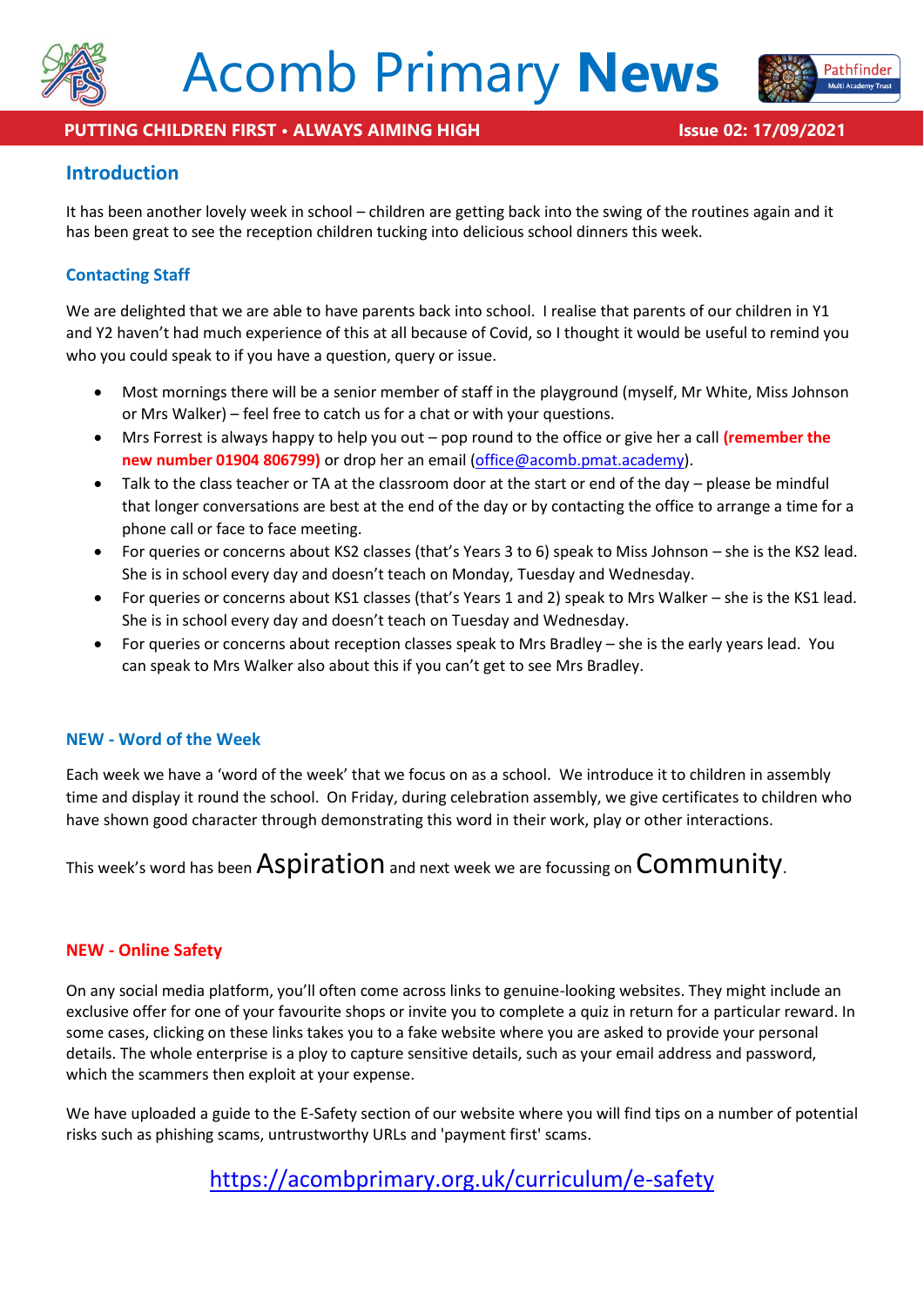# Acomb Primary **News**

**PUTTING CHILDREN FIRST • ALWAYS AIMING HIGH**

**Issue 02: 17/09/2021**

## Introduction

It has been another lovely week in school – children are getting back into the swing of the routines again and it has been great to see the reception children tucking into delicious school dinners this week.

### Contacting Staff

We are delighted that we are able to have parents back into school. I realise that parents of our children in Y1 and Y2 haven't had much experience of this at all because of Covid, so I thought it would be useful to remind you who you could speak to if you have a question, query or issue.

- Most mornings there will be a senior member of staff in the playground (myself, Mr White, Miss Johnson or Mrs Walker) – feel free to catch us for a chat or with your questions.
- Mrs Forrest is always happy to help you out – pop round to the office or give her a call **(remember the new number 01904 806799)** or drop her an email (office@acomb.pmat.academy).
- Talk to the class teacher or TA at the classroom door at the start or end of the day – please be mindful that longer conversations are best at the end of the day or by contacting the office to arrange a time for a phone call or face to face meeting.
- For queries or concerns about KS2 classes (that's Years 3 to 6) speak to Miss Johnson – she is the KS2 lead. She is in school every day and doesn't teach on Monday, Tuesday and Wednesday.
- For queries or concerns about KS1 classes (that's Years 1 and 2) speak to Mrs Walker – she is the KS1 lead. She is in school every day and doesn't teach on Tuesday and Wednesday.
- For queries or concerns about reception classes speak to Mrs Bradley – she is the early years lead. You can speak to Mrs Walker also about this if you can't get to see Mrs Bradley.

### NEW - Word of the Week

Each week we have a 'word of the week' that we focus on as a school. We introduce it to children in assembly time and display it round the school. On Friday, during celebration assembly, we give certificates to children who have shown good character through demonstrating this word in their work, play or other interactions.

This week's word has been **Aspiration** and next week we are focussing on **Community**.

### NEW - Online Safety

On any social media platform, you'll often come across links to genuine-looking websites. They might include an exclusive offer for one of your favourite shops or invite you to complete a quiz in return for a particular reward. In some cases, clicking on these links takes you to a fake website where you are asked to provide your personal details. The whole enterprise is a ploy to capture sensitive details, such as your email address and password, which the scammers then exploit at your expense.

We have uploaded a guide to the E-Safety section of our website where you will find tips on a number of potential risks such as phishing scams, untrustworthy URLs and 'payment first' scams.

https://acombprimary.org.uk/curriculum/e-safety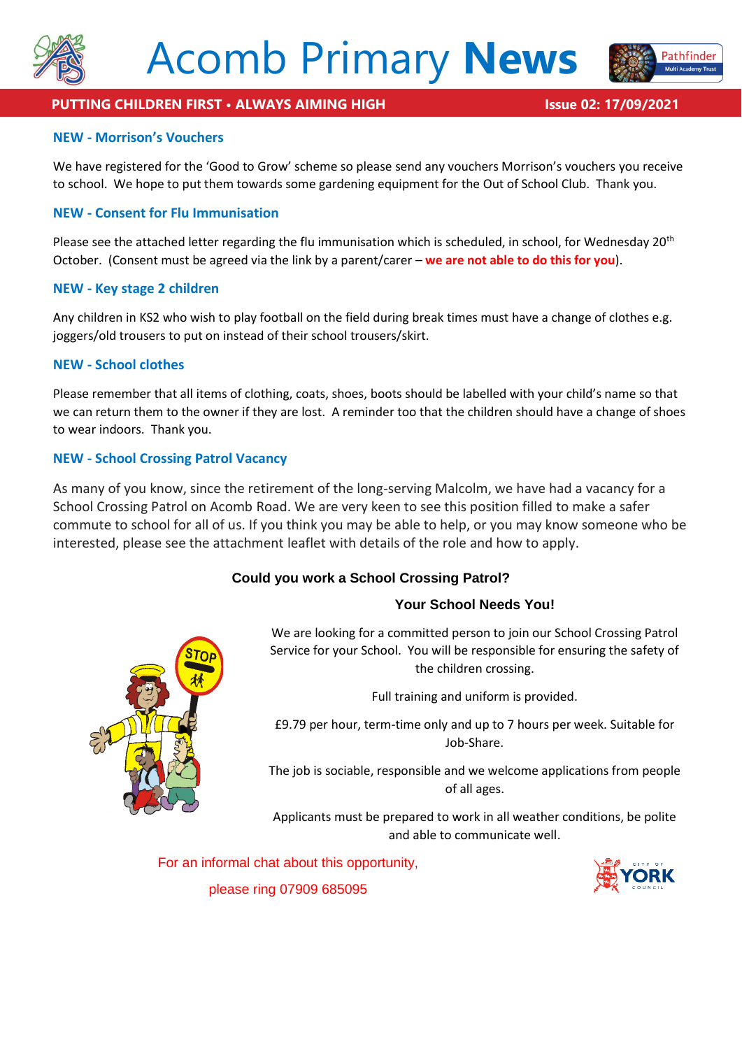# Acomb Primary **News**

**PUTTING CHILDREN FIRST • ALWAYS AIMING HIGH** **Issue 02: 17/09/2021**

### NEW - Morrison's Vouchers

We have registered for the 'Good to Grow' scheme so please send any vouchers Morrison's vouchers you receive to school. We hope to put them towards some gardening equipment for the Out of School Club. Thank you.

### NEW - Consent for Flu Immunisation

Please see the attached letter regarding the flu immunisation which is scheduled, in school, for Wednesday 20th October. (Consent must be agreed via the link by a parent/carer – **we are not able to do this for you**).

### NEW - Key stage 2 children

Any children in KS2 who wish to play football on the field during break times must have a change of clothes e.g. joggers/old trousers to put on instead of their school trousers/skirt.

### NEW - School clothes

Please remember that all items of clothing, coats, shoes, boots should be labelled with your child's name so that we can return them to the owner if they are lost. A reminder too that the children should have a change of shoes to wear indoors. Thank you.

### NEW - School Crossing Patrol Vacancy

As many of you know, since the retirement of the long-serving Malcolm, we have had a vacancy for a School Crossing Patrol on Acomb Road. We are very keen to see this position filled to make a safer commute to school for all of us. If you think you may be able to help, or you may know someone who be interested, please see the attachment leaflet with details of the role and how to apply.

**Could you work a School Crossing Patrol?**

**Your School Needs You!**

We are looking for a committed person to join our School Crossing Patrol Service for your School. You will be responsible for ensuring the safety of the children crossing.

Full training and uniform is provided.

£9.79 per hour, term-time only and up to 7 hours per week. Suitable for Job-Share.

The job is sociable, responsible and we welcome applications from people of all ages.

Applicants must be prepared to work in all weather conditions, be polite and able to communicate well.

For an informal chat about this opportunity,

please ring 07909 685095

City of York Council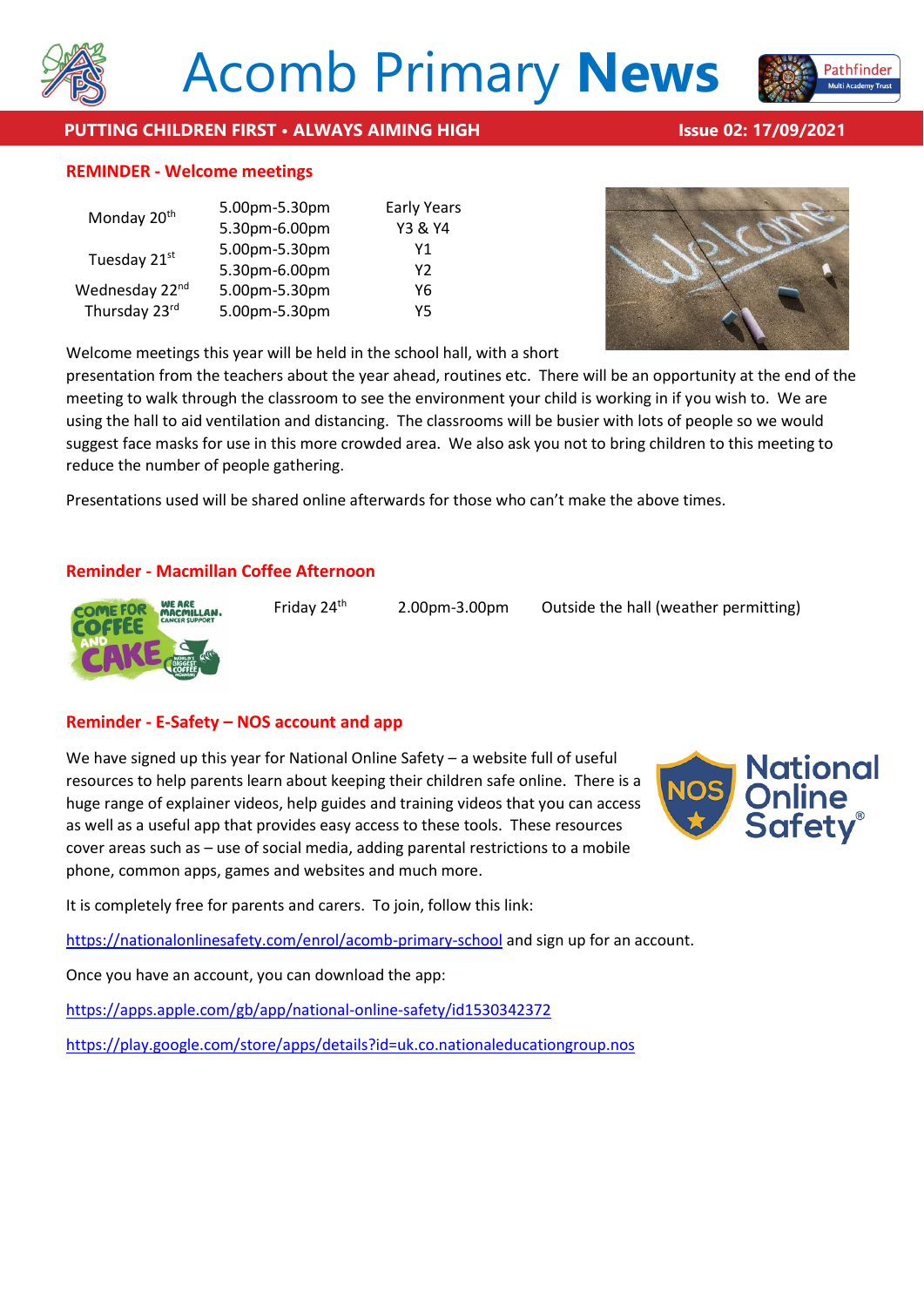# Acomb Primary **News**

**PUTTING CHILDREN FIRST • ALWAYS AIMING HIGH** — **Issue 02: 17/09/2021**

## REMINDER - Welcome meetings

| | | |
|---|---|---|
| Monday 20th | 5.00pm-5.30pm | Early Years |
| | 5.30pm-6.00pm | Y3 & Y4 |
| Tuesday 21st | 5.00pm-5.30pm | Y1 |
| | 5.30pm-6.00pm | Y2 |
| Wednesday 22nd | 5.00pm-5.30pm | Y6 |
| Thursday 23rd | 5.00pm-5.30pm | Y5 |

Welcome meetings this year will be held in the school hall, with a short presentation from the teachers about the year ahead, routines etc. There will be an opportunity at the end of the meeting to walk through the classroom to see the environment your child is working in if you wish to. We are using the hall to aid ventilation and distancing. The classrooms will be busier with lots of people so we would suggest face masks for use in this more crowded area. We also ask you not to bring children to this meeting to reduce the number of people gathering.

Presentations used will be shared online afterwards for those who can't make the above times.

## Reminder - Macmillan Coffee Afternoon

Friday 24th 2.00pm-3.00pm Outside the hall (weather permitting)

## Reminder - E-Safety – NOS account and app

We have signed up this year for National Online Safety – a website full of useful resources to help parents learn about keeping their children safe online. There is a huge range of explainer videos, help guides and training videos that you can access as well as a useful app that provides easy access to these tools. These resources cover areas such as – use of social media, adding parental restrictions to a mobile phone, common apps, games and websites and much more.

It is completely free for parents and carers. To join, follow this link:

https://nationalonlinesafety.com/enrol/acomb-primary-school and sign up for an account.

Once you have an account, you can download the app:

https://apps.apple.com/gb/app/national-online-safety/id1530342372

https://play.google.com/store/apps/details?id=uk.co.nationaleducationgroup.nos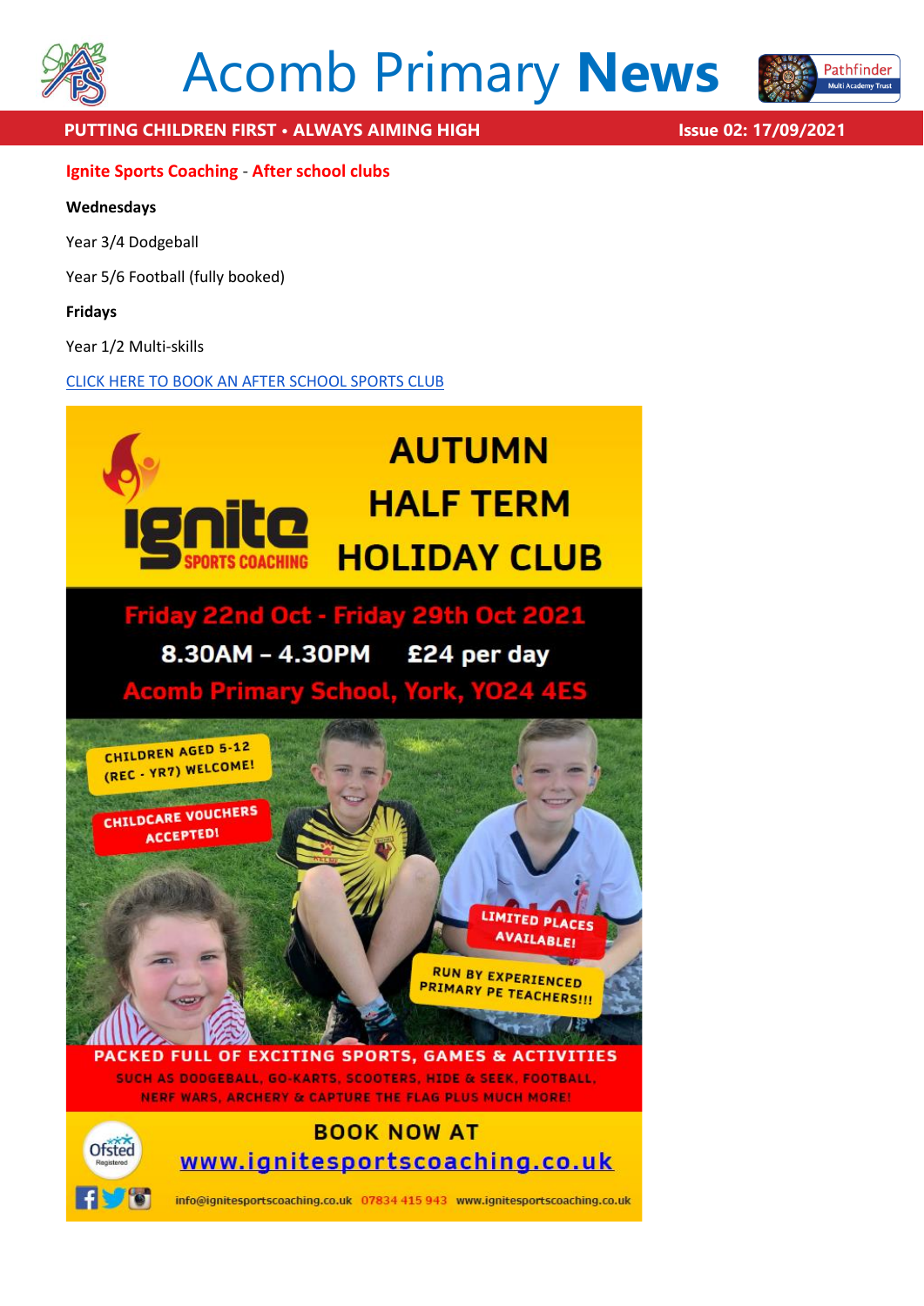## Ignite Sports Coaching - After school clubs

**Wednesdays**

Year 3/4 Dodgeball

Year 5/6 Football (fully booked)

**Fridays**

Year 1/2 Multi-skills

[CLICK HERE TO BOOK AN AFTER SCHOOL SPORTS CLUB]

# AUTUMN HALF TERM HOLIDAY CLUB

ignite SPORTS COACHING

**Friday 22nd Oct - Friday 29th Oct 2021**

**8.30AM – 4.30PM £24 per day**

**Acomb Primary School, York, YO24 4ES**

CHILDREN AGED 5-12 (REC - YR7) WELCOME!

CHILDCARE VOUCHERS ACCEPTED!

LIMITED PLACES AVAILABLE!

RUN BY EXPERIENCED PRIMARY PE TEACHERS!!!

**PACKED FULL OF EXCITING SPORTS, GAMES & ACTIVITIES**

SUCH AS DODGEBALL, GO-KARTS, SCOOTERS, HIDE & SEEK, FOOTBALL, NERF WARS, ARCHERY & CAPTURE THE FLAG PLUS MUCH MORE!

**BOOK NOW AT**

**www.ignitesportscoaching.co.uk**

Ofsted Registered

info@ignitesportscoaching.co.uk 07834 415 943 www.ignitesportscoaching.co.uk